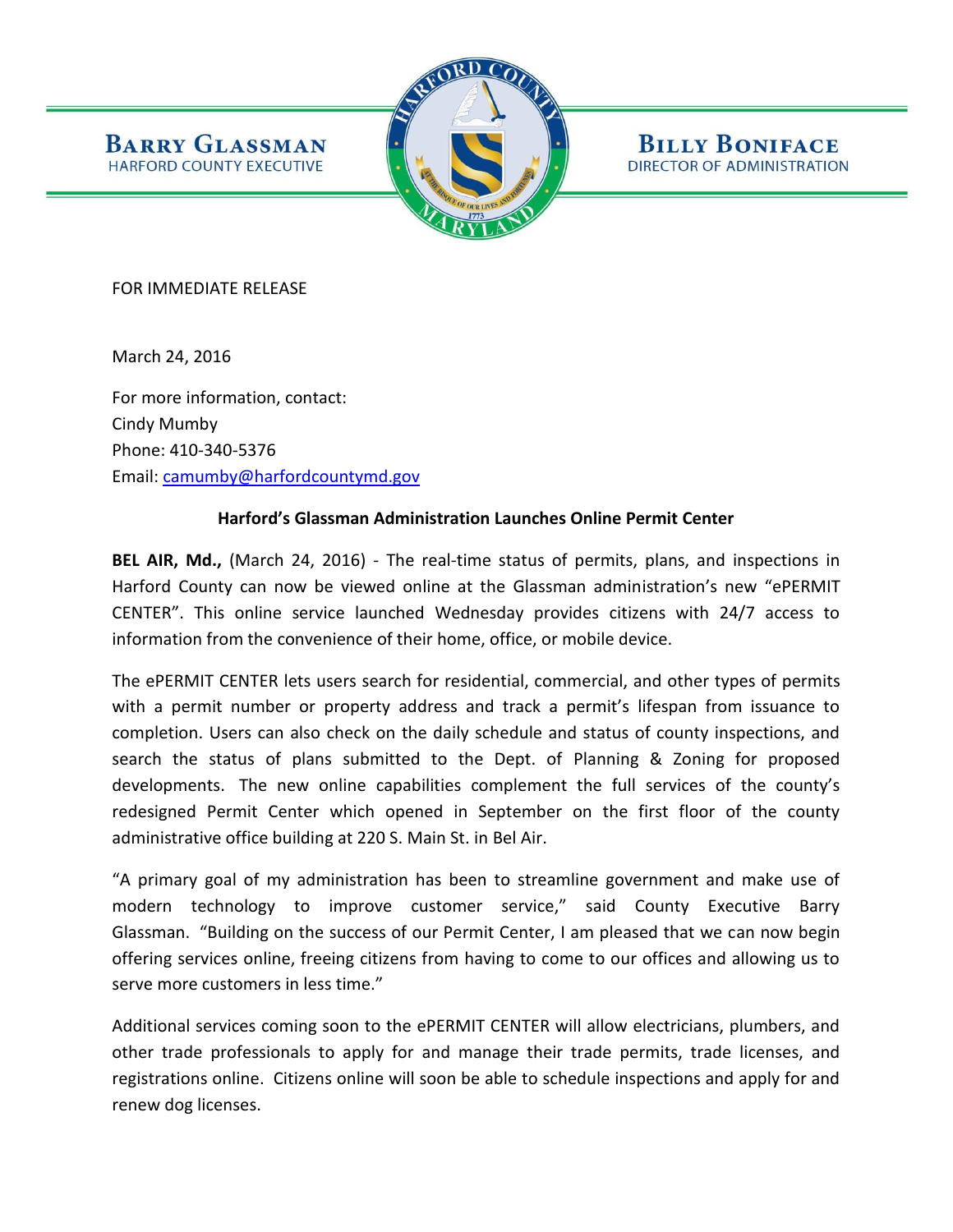**BARRY GLASSMAN**
HARFORD COUNTY EXECUTIVE

**BILLY BONIFACE**
DIRECTOR OF ADMINISTRATION

FOR IMMEDIATE RELEASE

March 24, 2016

For more information, contact:
Cindy Mumby
Phone: 410-340-5376
Email: camumby@harfordcountymd.gov

**Harford's Glassman Administration Launches Online Permit Center**

**BEL AIR, Md.,** (March 24, 2016) - The real-time status of permits, plans, and inspections in Harford County can now be viewed online at the Glassman administration's new "ePERMIT CENTER". This online service launched Wednesday provides citizens with 24/7 access to information from the convenience of their home, office, or mobile device.

The ePERMIT CENTER lets users search for residential, commercial, and other types of permits with a permit number or property address and track a permit's lifespan from issuance to completion. Users can also check on the daily schedule and status of county inspections, and search the status of plans submitted to the Dept. of Planning & Zoning for proposed developments. The new online capabilities complement the full services of the county's redesigned Permit Center which opened in September on the first floor of the county administrative office building at 220 S. Main St. in Bel Air.

"A primary goal of my administration has been to streamline government and make use of modern technology to improve customer service," said County Executive Barry Glassman. "Building on the success of our Permit Center, I am pleased that we can now begin offering services online, freeing citizens from having to come to our offices and allowing us to serve more customers in less time."

Additional services coming soon to the ePERMIT CENTER will allow electricians, plumbers, and other trade professionals to apply for and manage their trade permits, trade licenses, and registrations online. Citizens online will soon be able to schedule inspections and apply for and renew dog licenses.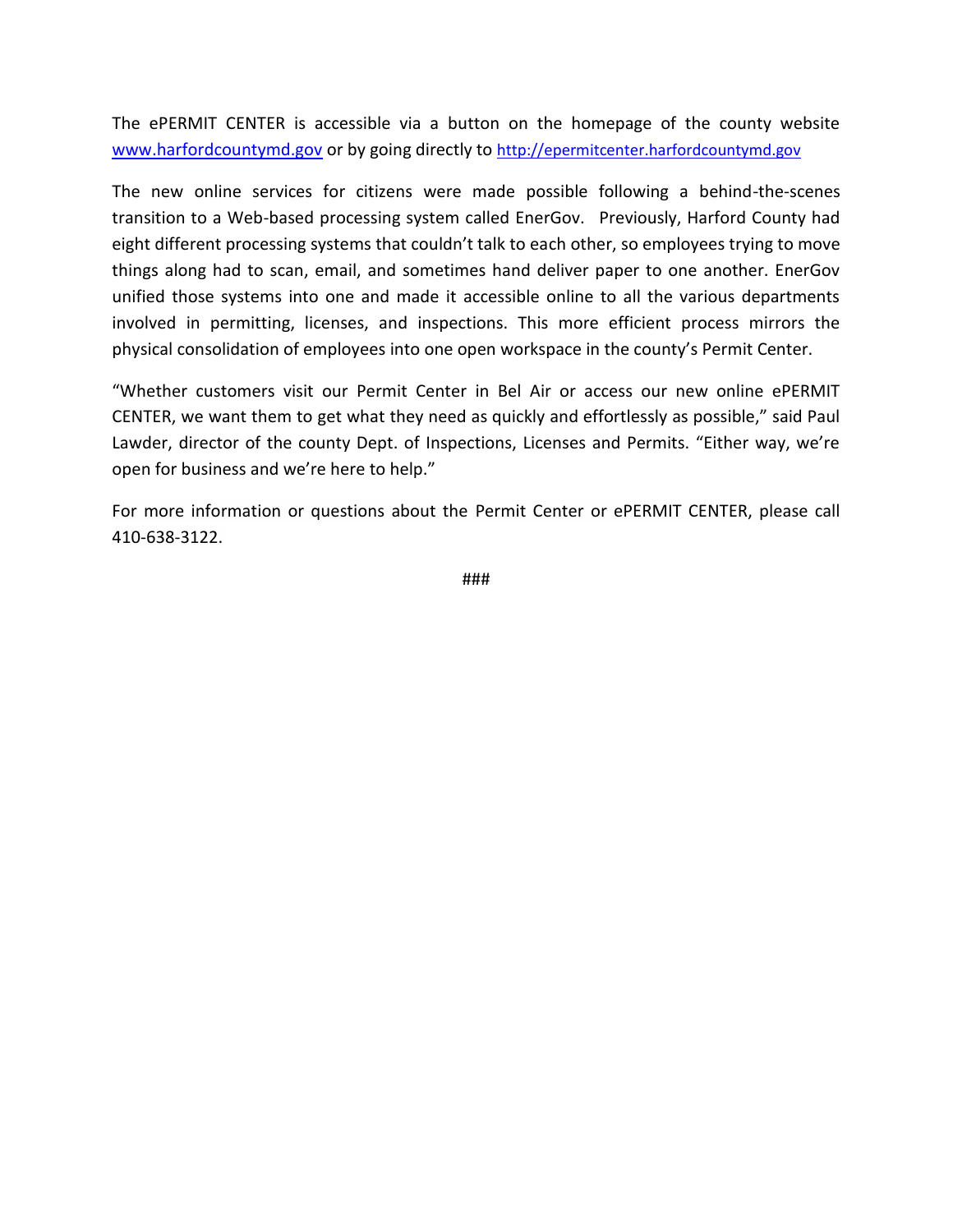The ePERMIT CENTER is accessible via a button on the homepage of the county website www.harfordcountymd.gov or by going directly to http://epermitcenter.harfordcountymd.gov

The new online services for citizens were made possible following a behind-the-scenes transition to a Web-based processing system called EnerGov. Previously, Harford County had eight different processing systems that couldn't talk to each other, so employees trying to move things along had to scan, email, and sometimes hand deliver paper to one another. EnerGov unified those systems into one and made it accessible online to all the various departments involved in permitting, licenses, and inspections. This more efficient process mirrors the physical consolidation of employees into one open workspace in the county's Permit Center.

"Whether customers visit our Permit Center in Bel Air or access our new online ePERMIT CENTER, we want them to get what they need as quickly and effortlessly as possible," said Paul Lawder, director of the county Dept. of Inspections, Licenses and Permits. "Either way, we're open for business and we're here to help."

For more information or questions about the Permit Center or ePERMIT CENTER, please call 410-638-3122.

###